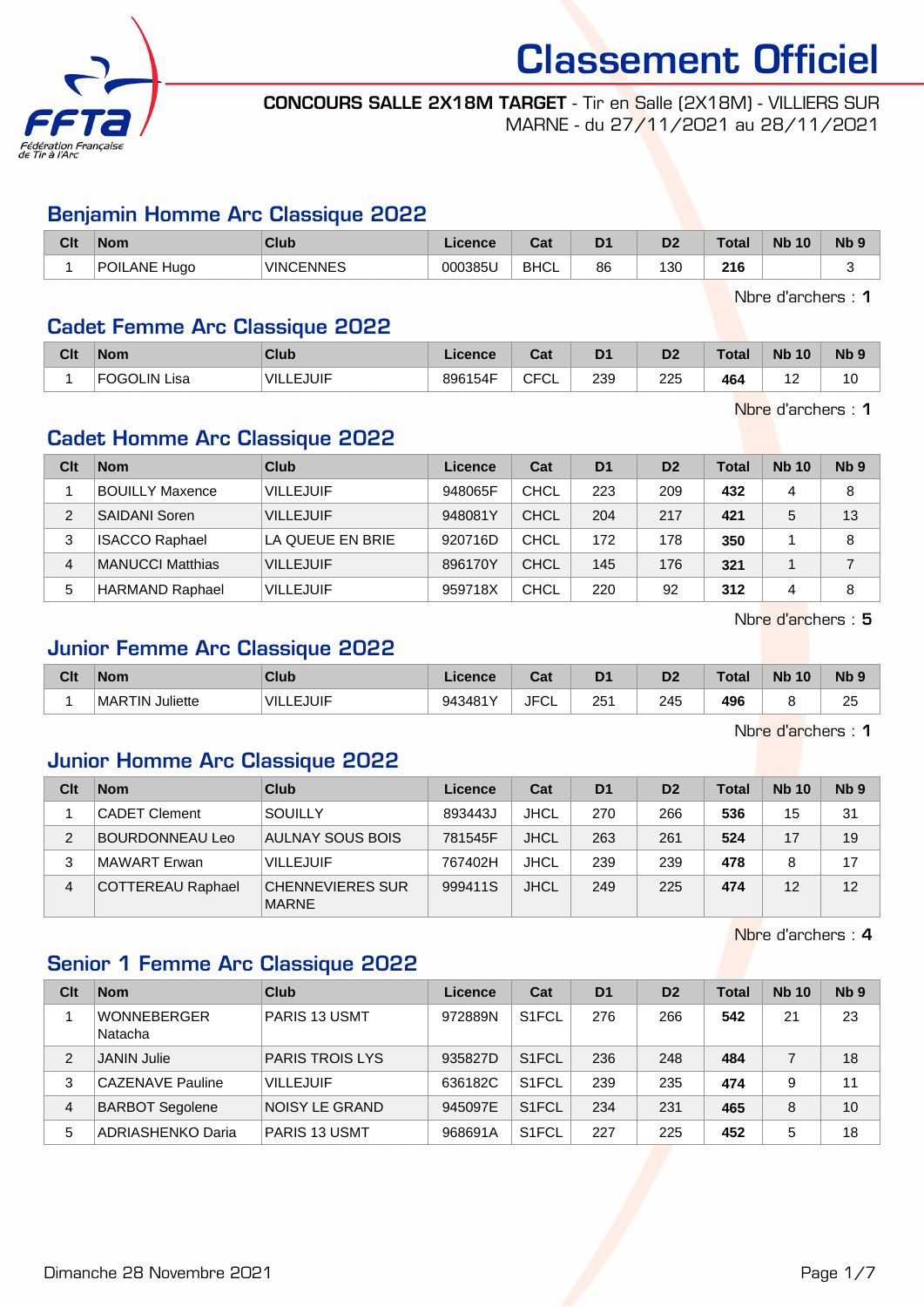# Classement Officiel

**CONCOURS SALLE 2X18M TARGET** - Tir en Salle (2X18M) - VILLIERS SUR MARNE - du 27/11/2021 au 28/11/2021

## Benjamin Homme Arc Classique 2022

| Clt | Nom | Club | Licence | Cat | D1 | D2 | Total | Nb 10 | Nb 9 |
|---|---|---|---|---|---|---|---|---|---|
| 1 | POILANE Hugo | VINCENNES | 000385U | BHCL | 86 | 130 | **216** | | 3 |

Nbre d'archers : **1**

## Cadet Femme Arc Classique 2022

| Clt | Nom | Club | Licence | Cat | D1 | D2 | Total | Nb 10 | Nb 9 |
|---|---|---|---|---|---|---|---|---|---|
| 1 | FOGOLIN Lisa | VILLEJUIF | 896154F | CFCL | 239 | 225 | **464** | 12 | 10 |

Nbre d'archers : **1**

## Cadet Homme Arc Classique 2022

| Clt | Nom | Club | Licence | Cat | D1 | D2 | Total | Nb 10 | Nb 9 |
|---|---|---|---|---|---|---|---|---|---|
| 1 | BOUILLY Maxence | VILLEJUIF | 948065F | CHCL | 223 | 209 | **432** | 4 | 8 |
| 2 | SAIDANI Soren | VILLEJUIF | 948081Y | CHCL | 204 | 217 | **421** | 5 | 13 |
| 3 | ISACCO Raphael | LA QUEUE EN BRIE | 920716D | CHCL | 172 | 178 | **350** | 1 | 8 |
| 4 | MANUCCI Matthias | VILLEJUIF | 896170Y | CHCL | 145 | 176 | **321** | 1 | 7 |
| 5 | HARMAND Raphael | VILLEJUIF | 959718X | CHCL | 220 | 92 | **312** | 4 | 8 |

Nbre d'archers : **5**

## Junior Femme Arc Classique 2022

| Clt | Nom | Club | Licence | Cat | D1 | D2 | Total | Nb 10 | Nb 9 |
|---|---|---|---|---|---|---|---|---|---|
| 1 | MARTIN Juliette | VILLEJUIF | 943481Y | JFCL | 251 | 245 | **496** | 8 | 25 |

Nbre d'archers : **1**

## Junior Homme Arc Classique 2022

| Clt | Nom | Club | Licence | Cat | D1 | D2 | Total | Nb 10 | Nb 9 |
|---|---|---|---|---|---|---|---|---|---|
| 1 | CADET Clement | SOUILLY | 893443J | JHCL | 270 | 266 | **536** | 15 | 31 |
| 2 | BOURDONNEAU Leo | AULNAY SOUS BOIS | 781545F | JHCL | 263 | 261 | **524** | 17 | 19 |
| 3 | MAWART Erwan | VILLEJUIF | 767402H | JHCL | 239 | 239 | **478** | 8 | 17 |
| 4 | COTTEREAU Raphael | CHENNEVIERES SUR MARNE | 999411S | JHCL | 249 | 225 | **474** | 12 | 12 |

Nbre d'archers : **4**

## Senior 1 Femme Arc Classique 2022

| Clt | Nom | Club | Licence | Cat | D1 | D2 | Total | Nb 10 | Nb 9 |
|---|---|---|---|---|---|---|---|---|---|
| 1 | WONNEBERGER Natacha | PARIS 13 USMT | 972889N | S1FCL | 276 | 266 | **542** | 21 | 23 |
| 2 | JANIN Julie | PARIS TROIS LYS | 935827D | S1FCL | 236 | 248 | **484** | 7 | 18 |
| 3 | CAZENAVE Pauline | VILLEJUIF | 636182C | S1FCL | 239 | 235 | **474** | 9 | 11 |
| 4 | BARBOT Segolene | NOISY LE GRAND | 945097E | S1FCL | 234 | 231 | **465** | 8 | 10 |
| 5 | ADRIASHENKO Daria | PARIS 13 USMT | 968691A | S1FCL | 227 | 225 | **452** | 5 | 18 |

Dimanche 28 Novembre 2021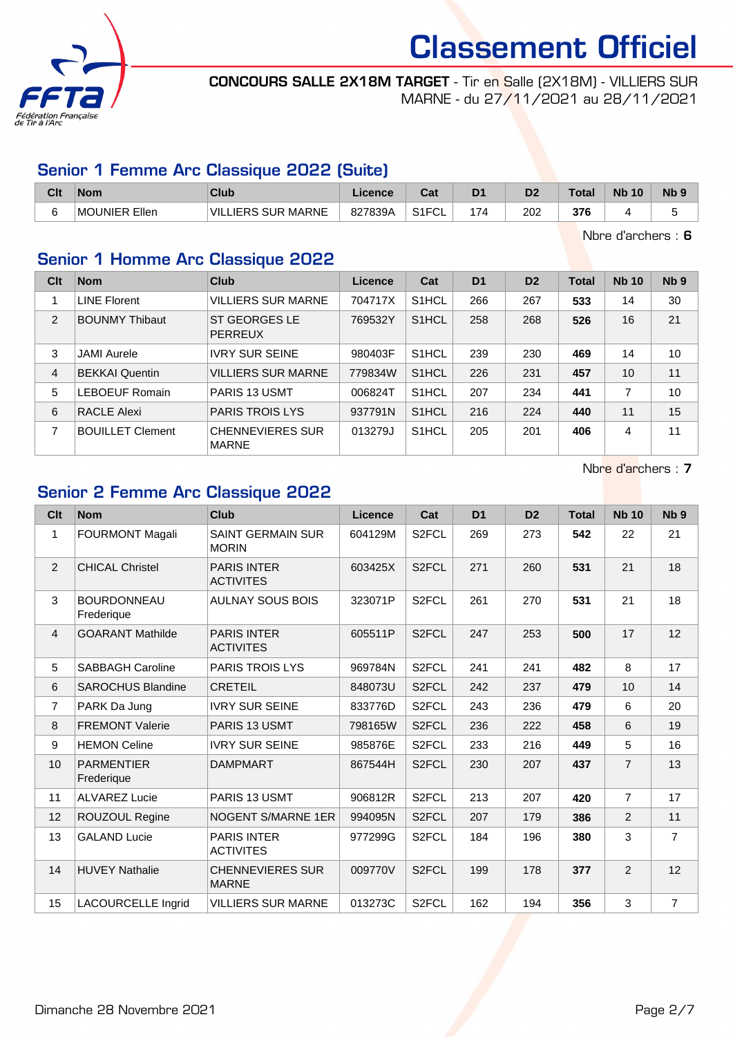# Classement Officiel

**CONCOURS SALLE 2X18M TARGET** - Tir en Salle (2X18M) - VILLIERS SUR MARNE - du 27/11/2021 au 28/11/2021

## Senior 1 Femme Arc Classique 2022 (Suite)

| Clt | Nom | Club | Licence | Cat | D1 | D2 | Total | Nb 10 | Nb 9 |
|---|---|---|---|---|---|---|---|---|---|
| 6 | MOUNIER Ellen | VILLIERS SUR MARNE | 827839A | S1FCL | 174 | 202 | **376** | 4 | 5 |

Nbre d'archers : **6**

## Senior 1 Homme Arc Classique 2022

| Clt | Nom | Club | Licence | Cat | D1 | D2 | Total | Nb 10 | Nb 9 |
|---|---|---|---|---|---|---|---|---|---|
| 1 | LINE Florent | VILLIERS SUR MARNE | 704717X | S1HCL | 266 | 267 | **533** | 14 | 30 |
| 2 | BOUNMY Thibaut | ST GEORGES LE PERREUX | 769532Y | S1HCL | 258 | 268 | **526** | 16 | 21 |
| 3 | JAMI Aurele | IVRY SUR SEINE | 980403F | S1HCL | 239 | 230 | **469** | 14 | 10 |
| 4 | BEKKAI Quentin | VILLIERS SUR MARNE | 779834W | S1HCL | 226 | 231 | **457** | 10 | 11 |
| 5 | LEBOEUF Romain | PARIS 13 USMT | 006824T | S1HCL | 207 | 234 | **441** | 7 | 10 |
| 6 | RACLE Alexi | PARIS TROIS LYS | 937791N | S1HCL | 216 | 224 | **440** | 11 | 15 |
| 7 | BOUILLET Clement | CHENNEVIERES SUR MARNE | 013279J | S1HCL | 205 | 201 | **406** | 4 | 11 |

Nbre d'archers : **7**

## Senior 2 Femme Arc Classique 2022

| Clt | Nom | Club | Licence | Cat | D1 | D2 | Total | Nb 10 | Nb 9 |
|---|---|---|---|---|---|---|---|---|---|
| 1 | FOURMONT Magali | SAINT GERMAIN SUR MORIN | 604129M | S2FCL | 269 | 273 | **542** | 22 | 21 |
| 2 | CHICAL Christel | PARIS INTER ACTIVITES | 603425X | S2FCL | 271 | 260 | **531** | 21 | 18 |
| 3 | BOURDONNEAU Frederique | AULNAY SOUS BOIS | 323071P | S2FCL | 261 | 270 | **531** | 21 | 18 |
| 4 | GOARANT Mathilde | PARIS INTER ACTIVITES | 605511P | S2FCL | 247 | 253 | **500** | 17 | 12 |
| 5 | SABBAGH Caroline | PARIS TROIS LYS | 969784N | S2FCL | 241 | 241 | **482** | 8 | 17 |
| 6 | SAROCHUS Blandine | CRETEIL | 848073U | S2FCL | 242 | 237 | **479** | 10 | 14 |
| 7 | PARK Da Jung | IVRY SUR SEINE | 833776D | S2FCL | 243 | 236 | **479** | 6 | 20 |
| 8 | FREMONT Valerie | PARIS 13 USMT | 798165W | S2FCL | 236 | 222 | **458** | 6 | 19 |
| 9 | HEMON Celine | IVRY SUR SEINE | 985876E | S2FCL | 233 | 216 | **449** | 5 | 16 |
| 10 | PARMENTIER Frederique | DAMPMART | 867544H | S2FCL | 230 | 207 | **437** | 7 | 13 |
| 11 | ALVAREZ Lucie | PARIS 13 USMT | 906812R | S2FCL | 213 | 207 | **420** | 7 | 17 |
| 12 | ROUZOUL Regine | NOGENT S/MARNE 1ER | 994095N | S2FCL | 207 | 179 | **386** | 2 | 11 |
| 13 | GALAND Lucie | PARIS INTER ACTIVITES | 977299G | S2FCL | 184 | 196 | **380** | 3 | 7 |
| 14 | HUVEY Nathalie | CHENNEVIERES SUR MARNE | 009770V | S2FCL | 199 | 178 | **377** | 2 | 12 |
| 15 | LACOURCELLE Ingrid | VILLIERS SUR MARNE | 013273C | S2FCL | 162 | 194 | **356** | 3 | 7 |

Dimanche 28 Novembre 2021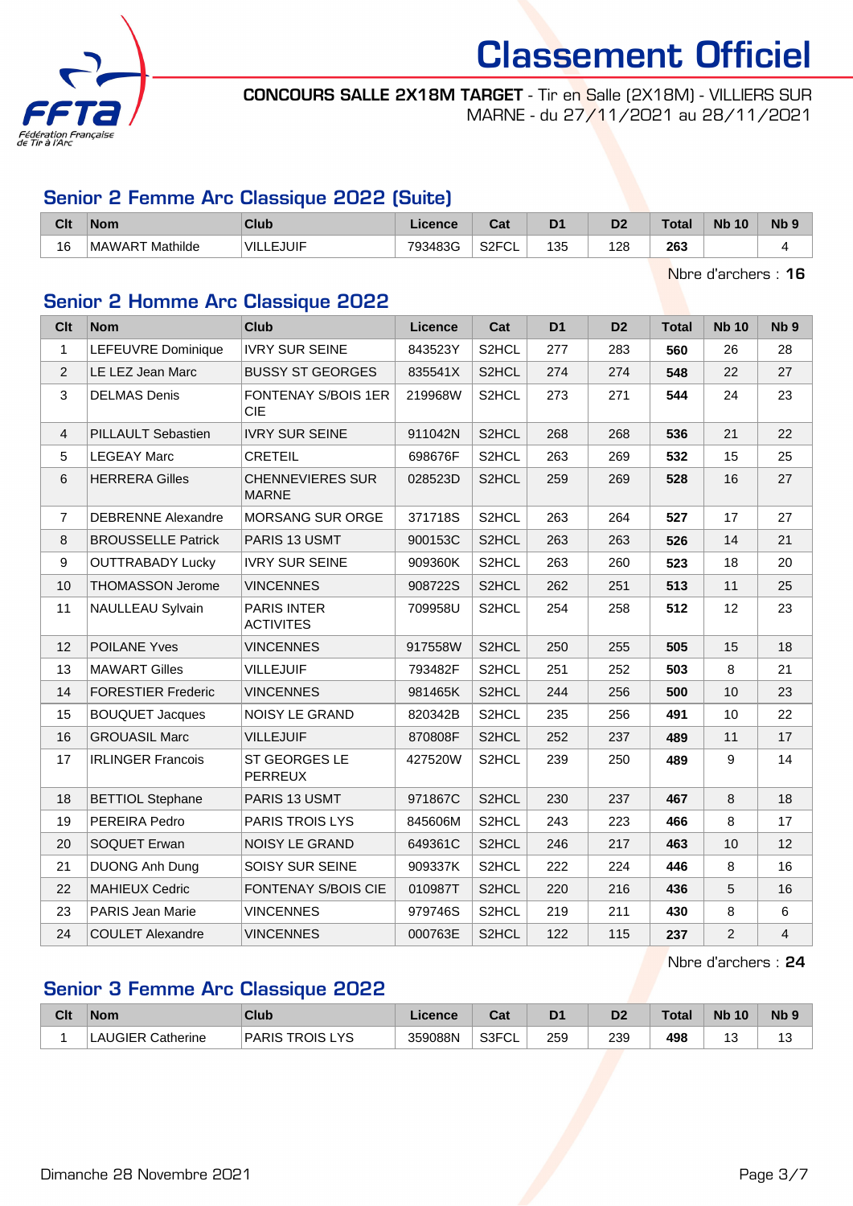# Classement Officiel

**CONCOURS SALLE 2X18M TARGET** - Tir en Salle (2X18M) - VILLIERS SUR MARNE - du 27/11/2021 au 28/11/2021

## Senior 2 Femme Arc Classique 2022 (Suite)

| Clt | Nom | Club | Licence | Cat | D1 | D2 | Total | Nb 10 | Nb 9 |
|---|---|---|---|---|---|---|---|---|---|
| 16 | MAWART Mathilde | VILLEJUIF | 793483G | S2FCL | 135 | 128 | **263** | | 4 |

Nbre d'archers : **16**

## Senior 2 Homme Arc Classique 2022

| Clt | Nom | Club | Licence | Cat | D1 | D2 | Total | Nb 10 | Nb 9 |
|---|---|---|---|---|---|---|---|---|---|
| 1 | LEFEUVRE Dominique | IVRY SUR SEINE | 843523Y | S2HCL | 277 | 283 | **560** | 26 | 28 |
| 2 | LE LEZ Jean Marc | BUSSY ST GEORGES | 835541X | S2HCL | 274 | 274 | **548** | 22 | 27 |
| 3 | DELMAS Denis | FONTENAY S/BOIS 1ER CIE | 219968W | S2HCL | 273 | 271 | **544** | 24 | 23 |
| 4 | PILLAULT Sebastien | IVRY SUR SEINE | 911042N | S2HCL | 268 | 268 | **536** | 21 | 22 |
| 5 | LEGEAY Marc | CRETEIL | 698676F | S2HCL | 263 | 269 | **532** | 15 | 25 |
| 6 | HERRERA Gilles | CHENNEVIERES SUR MARNE | 028523D | S2HCL | 259 | 269 | **528** | 16 | 27 |
| 7 | DEBRENNE Alexandre | MORSANG SUR ORGE | 371718S | S2HCL | 263 | 264 | **527** | 17 | 27 |
| 8 | BROUSSELLE Patrick | PARIS 13 USMT | 900153C | S2HCL | 263 | 263 | **526** | 14 | 21 |
| 9 | OUTTRABADY Lucky | IVRY SUR SEINE | 909360K | S2HCL | 263 | 260 | **523** | 18 | 20 |
| 10 | THOMASSON Jerome | VINCENNES | 908722S | S2HCL | 262 | 251 | **513** | 11 | 25 |
| 11 | NAULLEAU Sylvain | PARIS INTER ACTIVITES | 709958U | S2HCL | 254 | 258 | **512** | 12 | 23 |
| 12 | POILANE Yves | VINCENNES | 917558W | S2HCL | 250 | 255 | **505** | 15 | 18 |
| 13 | MAWART Gilles | VILLEJUIF | 793482F | S2HCL | 251 | 252 | **503** | 8 | 21 |
| 14 | FORESTIER Frederic | VINCENNES | 981465K | S2HCL | 244 | 256 | **500** | 10 | 23 |
| 15 | BOUQUET Jacques | NOISY LE GRAND | 820342B | S2HCL | 235 | 256 | **491** | 10 | 22 |
| 16 | GROUASIL Marc | VILLEJUIF | 870808F | S2HCL | 252 | 237 | **489** | 11 | 17 |
| 17 | IRLINGER Francois | ST GEORGES LE PERREUX | 427520W | S2HCL | 239 | 250 | **489** | 9 | 14 |
| 18 | BETTIOL Stephane | PARIS 13 USMT | 971867C | S2HCL | 230 | 237 | **467** | 8 | 18 |
| 19 | PEREIRA Pedro | PARIS TROIS LYS | 845606M | S2HCL | 243 | 223 | **466** | 8 | 17 |
| 20 | SOQUET Erwan | NOISY LE GRAND | 649361C | S2HCL | 246 | 217 | **463** | 10 | 12 |
| 21 | DUONG Anh Dung | SOISY SUR SEINE | 909337K | S2HCL | 222 | 224 | **446** | 8 | 16 |
| 22 | MAHIEUX Cedric | FONTENAY S/BOIS CIE | 010987T | S2HCL | 220 | 216 | **436** | 5 | 16 |
| 23 | PARIS Jean Marie | VINCENNES | 979746S | S2HCL | 219 | 211 | **430** | 8 | 6 |
| 24 | COULET Alexandre | VINCENNES | 000763E | S2HCL | 122 | 115 | **237** | 2 | 4 |

Nbre d'archers : **24**

## Senior 3 Femme Arc Classique 2022

| Clt | Nom | Club | Licence | Cat | D1 | D2 | Total | Nb 10 | Nb 9 |
|---|---|---|---|---|---|---|---|---|---|
| 1 | LAUGIER Catherine | PARIS TROIS LYS | 359088N | S3FCL | 259 | 239 | **498** | 13 | 13 |

Dimanche 28 Novembre 2021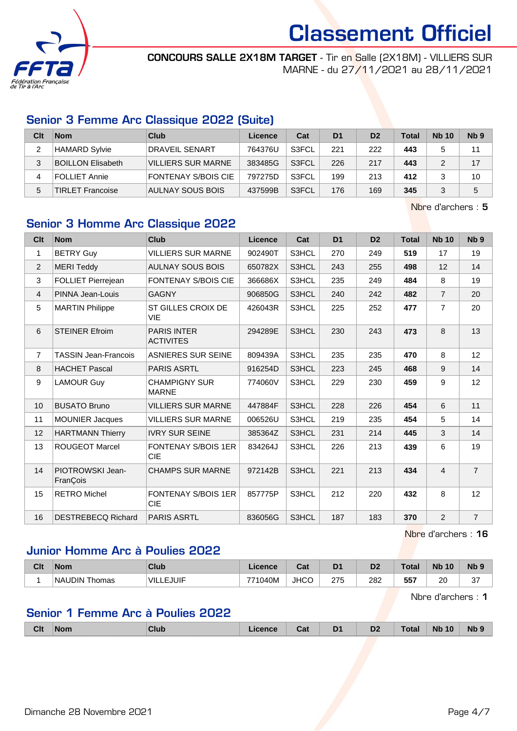# Classement Officiel

**CONCOURS SALLE 2X18M TARGET** - Tir en Salle (2X18M) - VILLIERS SUR MARNE - du 27/11/2021 au 28/11/2021

## Senior 3 Femme Arc Classique 2022 (Suite)

| Clt | Nom | Club | Licence | Cat | D1 | D2 | Total | Nb 10 | Nb 9 |
|---|---|---|---|---|---|---|---|---|---|
| 2 | HAMARD Sylvie | DRAVEIL SENART | 764376U | S3FCL | 221 | 222 | **443** | 5 | 11 |
| 3 | BOILLON Elisabeth | VILLIERS SUR MARNE | 383485G | S3FCL | 226 | 217 | **443** | 2 | 17 |
| 4 | FOLLIET Annie | FONTENAY S/BOIS CIE | 797275D | S3FCL | 199 | 213 | **412** | 3 | 10 |
| 5 | TIRLET Francoise | AULNAY SOUS BOIS | 437599B | S3FCL | 176 | 169 | **345** | 3 | 5 |

Nbre d'archers : **5**

## Senior 3 Homme Arc Classique 2022

| Clt | Nom | Club | Licence | Cat | D1 | D2 | Total | Nb 10 | Nb 9 |
|---|---|---|---|---|---|---|---|---|---|
| 1 | BETRY Guy | VILLIERS SUR MARNE | 902490T | S3HCL | 270 | 249 | **519** | 17 | 19 |
| 2 | MERI Teddy | AULNAY SOUS BOIS | 650782X | S3HCL | 243 | 255 | **498** | 12 | 14 |
| 3 | FOLLIET Pierrejean | FONTENAY S/BOIS CIE | 366686X | S3HCL | 235 | 249 | **484** | 8 | 19 |
| 4 | PINNA Jean-Louis | GAGNY | 906850G | S3HCL | 240 | 242 | **482** | 7 | 20 |
| 5 | MARTIN Philippe | ST GILLES CROIX DE VIE | 426043R | S3HCL | 225 | 252 | **477** | 7 | 20 |
| 6 | STEINER Efroim | PARIS INTER ACTIVITES | 294289E | S3HCL | 230 | 243 | **473** | 8 | 13 |
| 7 | TASSIN Jean-Francois | ASNIERES SUR SEINE | 809439A | S3HCL | 235 | 235 | **470** | 8 | 12 |
| 8 | HACHET Pascal | PARIS ASRTL | 916254D | S3HCL | 223 | 245 | **468** | 9 | 14 |
| 9 | LAMOUR Guy | CHAMPIGNY SUR MARNE | 774060V | S3HCL | 229 | 230 | **459** | 9 | 12 |
| 10 | BUSATO Bruno | VILLIERS SUR MARNE | 447884F | S3HCL | 228 | 226 | **454** | 6 | 11 |
| 11 | MOUNIER Jacques | VILLIERS SUR MARNE | 006526U | S3HCL | 219 | 235 | **454** | 5 | 14 |
| 12 | HARTMANN Thierry | IVRY SUR SEINE | 385364Z | S3HCL | 231 | 214 | **445** | 3 | 14 |
| 13 | ROUGEOT Marcel | FONTENAY S/BOIS 1ER CIE | 834264J | S3HCL | 226 | 213 | **439** | 6 | 19 |
| 14 | PIOTROWSKI Jean-FranÇois | CHAMPS SUR MARNE | 972142B | S3HCL | 221 | 213 | **434** | 4 | 7 |
| 15 | RETRO Michel | FONTENAY S/BOIS 1ER CIE | 857775P | S3HCL | 212 | 220 | **432** | 8 | 12 |
| 16 | DESTREBECQ Richard | PARIS ASRTL | 836056G | S3HCL | 187 | 183 | **370** | 2 | 7 |

Nbre d'archers : **16**

## Junior Homme Arc à Poulies 2022

| Clt | Nom | Club | Licence | Cat | D1 | D2 | Total | Nb 10 | Nb 9 |
|---|---|---|---|---|---|---|---|---|---|
| 1 | NAUDIN Thomas | VILLEJUIF | 771040M | JHCO | 275 | 282 | **557** | 20 | 37 |

Nbre d'archers : **1**

## Senior 1 Femme Arc à Poulies 2022

| Clt | Nom | Club | Licence | Cat | D1 | D2 | Total | Nb 10 | Nb 9 |
|---|---|---|---|---|---|---|---|---|---|

Dimanche 28 Novembre 2021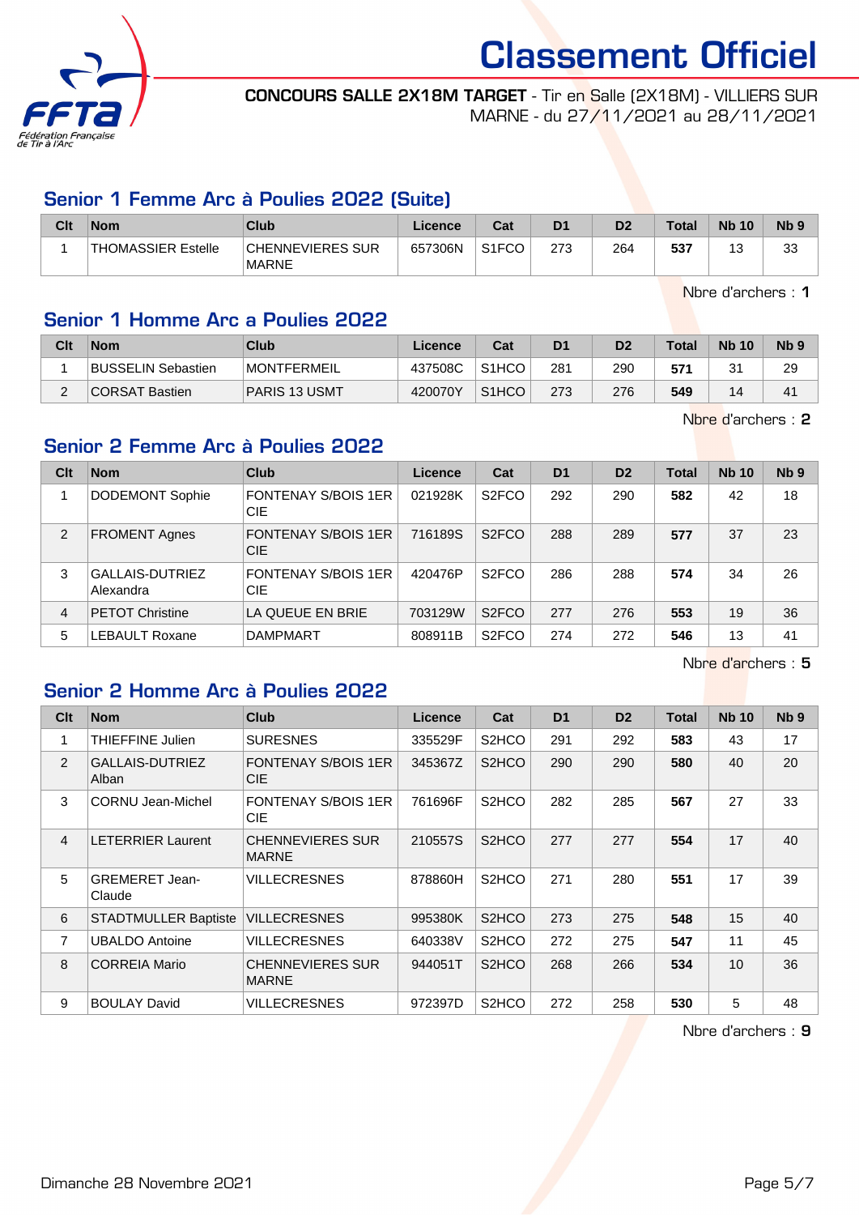# Classement Officiel

**CONCOURS SALLE 2X18M TARGET** - Tir en Salle (2X18M) - VILLIERS SUR MARNE - du 27/11/2021 au 28/11/2021

## Senior 1 Femme Arc à Poulies 2022 (Suite)

| Clt | Nom | Club | Licence | Cat | D1 | D2 | Total | Nb 10 | Nb 9 |
|---|---|---|---|---|---|---|---|---|---|
| 1 | THOMASSIER Estelle | CHENNEVIERES SUR MARNE | 657306N | S1FCO | 273 | 264 | **537** | 13 | 33 |

Nbre d'archers : **1**

## Senior 1 Homme Arc a Poulies 2022

| Clt | Nom | Club | Licence | Cat | D1 | D2 | Total | Nb 10 | Nb 9 |
|---|---|---|---|---|---|---|---|---|---|
| 1 | BUSSELIN Sebastien | MONTFERMEIL | 437508C | S1HCO | 281 | 290 | **571** | 31 | 29 |
| 2 | CORSAT Bastien | PARIS 13 USMT | 420070Y | S1HCO | 273 | 276 | **549** | 14 | 41 |

Nbre d'archers : **2**

## Senior 2 Femme Arc à Poulies 2022

| Clt | Nom | Club | Licence | Cat | D1 | D2 | Total | Nb 10 | Nb 9 |
|---|---|---|---|---|---|---|---|---|---|
| 1 | DODEMONT Sophie | FONTENAY S/BOIS 1ER CIE | 021928K | S2FCO | 292 | 290 | **582** | 42 | 18 |
| 2 | FROMENT Agnes | FONTENAY S/BOIS 1ER CIE | 716189S | S2FCO | 288 | 289 | **577** | 37 | 23 |
| 3 | GALLAIS-DUTRIEZ Alexandra | FONTENAY S/BOIS 1ER CIE | 420476P | S2FCO | 286 | 288 | **574** | 34 | 26 |
| 4 | PETOT Christine | LA QUEUE EN BRIE | 703129W | S2FCO | 277 | 276 | **553** | 19 | 36 |
| 5 | LEBAULT Roxane | DAMPMART | 808911B | S2FCO | 274 | 272 | **546** | 13 | 41 |

Nbre d'archers : **5**

## Senior 2 Homme Arc à Poulies 2022

| Clt | Nom | Club | Licence | Cat | D1 | D2 | Total | Nb 10 | Nb 9 |
|---|---|---|---|---|---|---|---|---|---|
| 1 | THIEFFINE Julien | SURESNES | 335529F | S2HCO | 291 | 292 | **583** | 43 | 17 |
| 2 | GALLAIS-DUTRIEZ Alban | FONTENAY S/BOIS 1ER CIE | 345367Z | S2HCO | 290 | 290 | **580** | 40 | 20 |
| 3 | CORNU Jean-Michel | FONTENAY S/BOIS 1ER CIE | 761696F | S2HCO | 282 | 285 | **567** | 27 | 33 |
| 4 | LETERRIER Laurent | CHENNEVIERES SUR MARNE | 210557S | S2HCO | 277 | 277 | **554** | 17 | 40 |
| 5 | GREMERET Jean-Claude | VILLECRESNES | 878860H | S2HCO | 271 | 280 | **551** | 17 | 39 |
| 6 | STADTMULLER Baptiste | VILLECRESNES | 995380K | S2HCO | 273 | 275 | **548** | 15 | 40 |
| 7 | UBALDO Antoine | VILLECRESNES | 640338V | S2HCO | 272 | 275 | **547** | 11 | 45 |
| 8 | CORREIA Mario | CHENNEVIERES SUR MARNE | 944051T | S2HCO | 268 | 266 | **534** | 10 | 36 |
| 9 | BOULAY David | VILLECRESNES | 972397D | S2HCO | 272 | 258 | **530** | 5 | 48 |

Nbre d'archers : **9**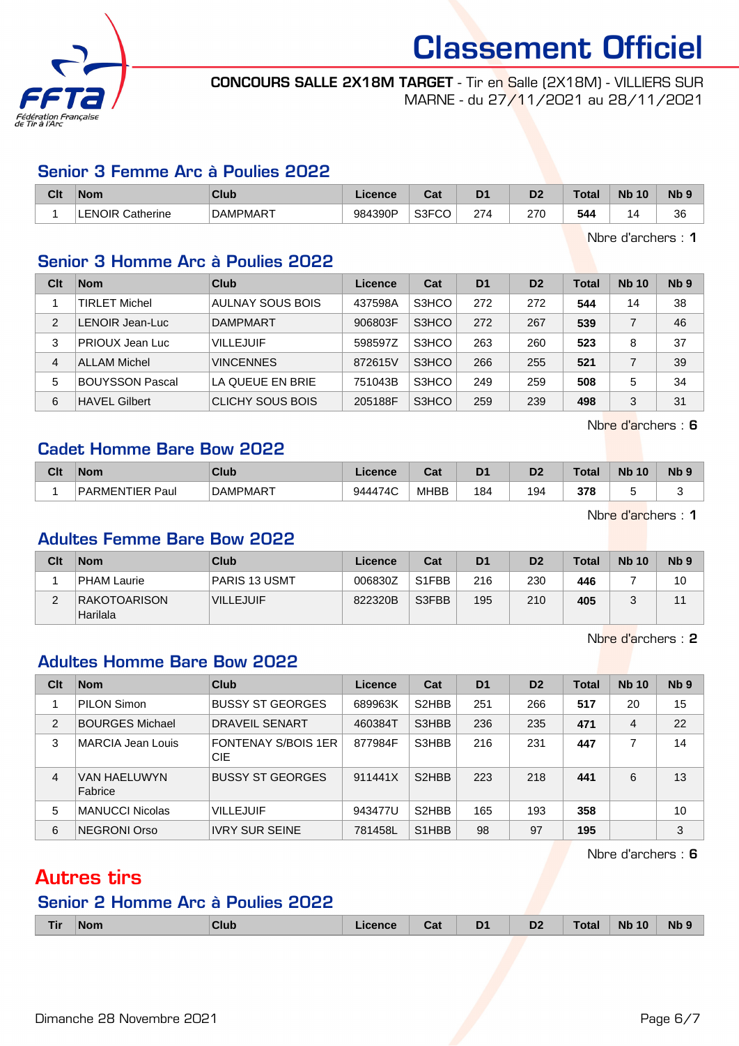# Classement Officiel

**CONCOURS SALLE 2X18M TARGET** - Tir en Salle (2X18M) - VILLIERS SUR MARNE - du 27/11/2021 au 28/11/2021

## Senior 3 Femme Arc à Poulies 2022

| Clt | Nom | Club | Licence | Cat | D1 | D2 | Total | Nb 10 | Nb 9 |
|---|---|---|---|---|---|---|---|---|---|
| 1 | LENOIR Catherine | DAMPMART | 984390P | S3FCO | 274 | 270 | **544** | 14 | 36 |

Nbre d'archers : **1**

## Senior 3 Homme Arc à Poulies 2022

| Clt | Nom | Club | Licence | Cat | D1 | D2 | Total | Nb 10 | Nb 9 |
|---|---|---|---|---|---|---|---|---|---|
| 1 | TIRLET Michel | AULNAY SOUS BOIS | 437598A | S3HCO | 272 | 272 | **544** | 14 | 38 |
| 2 | LENOIR Jean-Luc | DAMPMART | 906803F | S3HCO | 272 | 267 | **539** | 7 | 46 |
| 3 | PRIOUX Jean Luc | VILLEJUIF | 598597Z | S3HCO | 263 | 260 | **523** | 8 | 37 |
| 4 | ALLAM Michel | VINCENNES | 872615V | S3HCO | 266 | 255 | **521** | 7 | 39 |
| 5 | BOUYSSON Pascal | LA QUEUE EN BRIE | 751043B | S3HCO | 249 | 259 | **508** | 5 | 34 |
| 6 | HAVEL Gilbert | CLICHY SOUS BOIS | 205188F | S3HCO | 259 | 239 | **498** | 3 | 31 |

Nbre d'archers : **6**

## Cadet Homme Bare Bow 2022

| Clt | Nom | Club | Licence | Cat | D1 | D2 | Total | Nb 10 | Nb 9 |
|---|---|---|---|---|---|---|---|---|---|
| 1 | PARMENTIER Paul | DAMPMART | 944474C | MHBB | 184 | 194 | **378** | 5 | 3 |

Nbre d'archers : **1**

## Adultes Femme Bare Bow 2022

| Clt | Nom | Club | Licence | Cat | D1 | D2 | Total | Nb 10 | Nb 9 |
|---|---|---|---|---|---|---|---|---|---|
| 1 | PHAM Laurie | PARIS 13 USMT | 006830Z | S1FBB | 216 | 230 | **446** | 7 | 10 |
| 2 | RAKOTOARISON Harilala | VILLEJUIF | 822320B | S3FBB | 195 | 210 | **405** | 3 | 11 |

Nbre d'archers : **2**

## Adultes Homme Bare Bow 2022

| Clt | Nom | Club | Licence | Cat | D1 | D2 | Total | Nb 10 | Nb 9 |
|---|---|---|---|---|---|---|---|---|---|
| 1 | PILON Simon | BUSSY ST GEORGES | 689963K | S2HBB | 251 | 266 | **517** | 20 | 15 |
| 2 | BOURGES Michael | DRAVEIL SENART | 460384T | S3HBB | 236 | 235 | **471** | 4 | 22 |
| 3 | MARCIA Jean Louis | FONTENAY S/BOIS 1ER CIE | 877984F | S3HBB | 216 | 231 | **447** | 7 | 14 |
| 4 | VAN HAELUWYN Fabrice | BUSSY ST GEORGES | 911441X | S2HBB | 223 | 218 | **441** | 6 | 13 |
| 5 | MANUCCI Nicolas | VILLEJUIF | 943477U | S2HBB | 165 | 193 | **358** | | 10 |
| 6 | NEGRONI Orso | IVRY SUR SEINE | 781458L | S1HBB | 98 | 97 | **195** | | 3 |

Nbre d'archers : **6**

# Autres tirs

## Senior 2 Homme Arc à Poulies 2022

| Tir | Nom | Club | Licence | Cat | D1 | D2 | Total | Nb 10 | Nb 9 |
|---|---|---|---|---|---|---|---|---|---|

Dimanche 28 Novembre 2021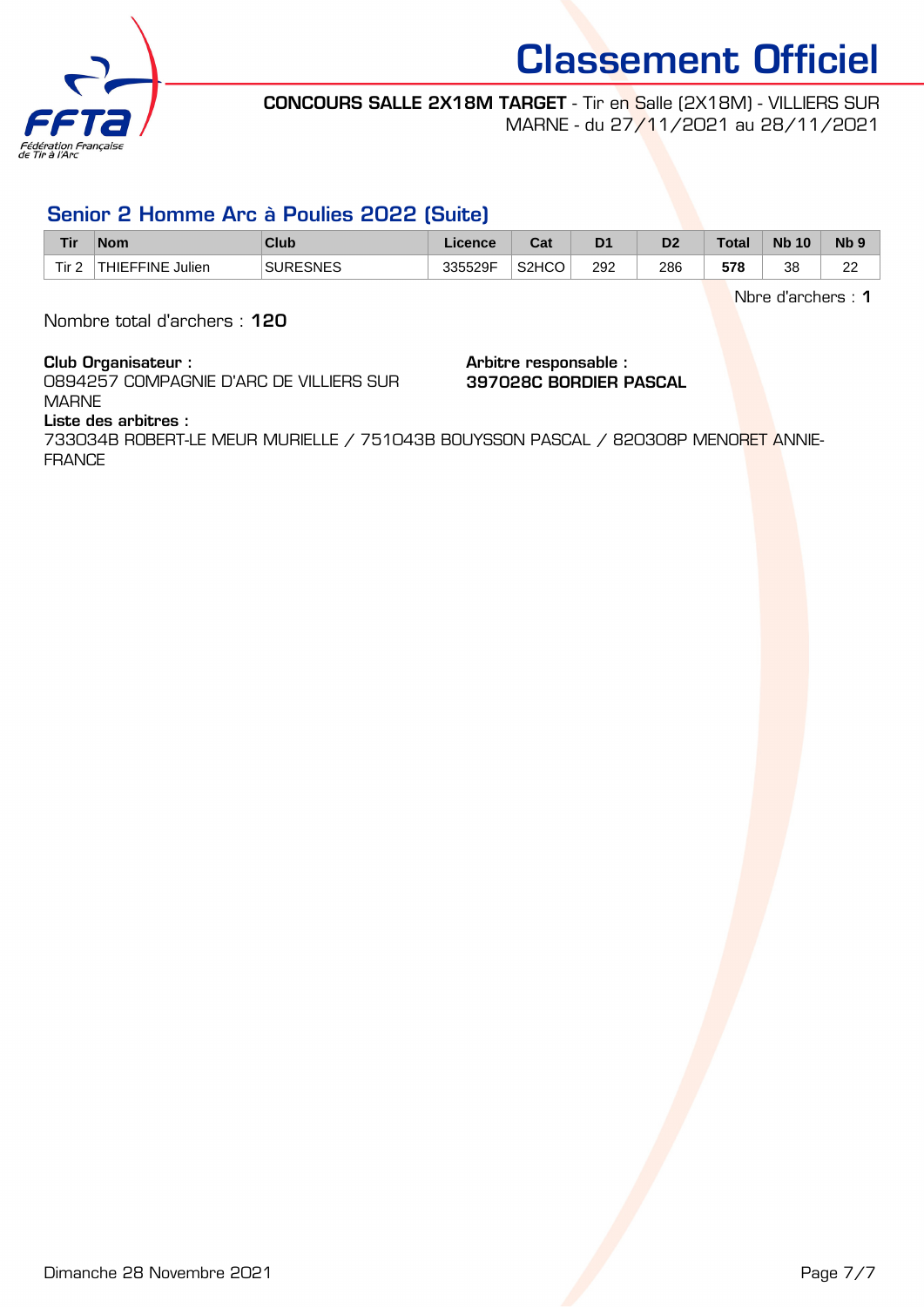# Classement Officiel

**CONCOURS SALLE 2X18M TARGET** - Tir en Salle (2X18M) - VILLIERS SUR MARNE - du 27/11/2021 au 28/11/2021

## Senior 2 Homme Arc à Poulies 2022 (Suite)

| Tir | Nom | Club | Licence | Cat | D1 | D2 | Total | Nb 10 | Nb 9 |
|---|---|---|---|---|---|---|---|---|---|
| Tir 2 | THIEFFINE Julien | SURESNES | 335529F | S2HCO | 292 | 286 | **578** | 38 | 22 |

Nbre d'archers : **1**

Nombre total d'archers : **120**

**Club Organisateur :**
0894257 COMPAGNIE D'ARC DE VILLIERS SUR MARNE

**Arbitre responsable :**
**397028C BORDIER PASCAL**

**Liste des arbitres :**
733034B ROBERT-LE MEUR MURIELLE / 751043B BOUYSSON PASCAL / 820308P MENORET ANNIE-FRANCE